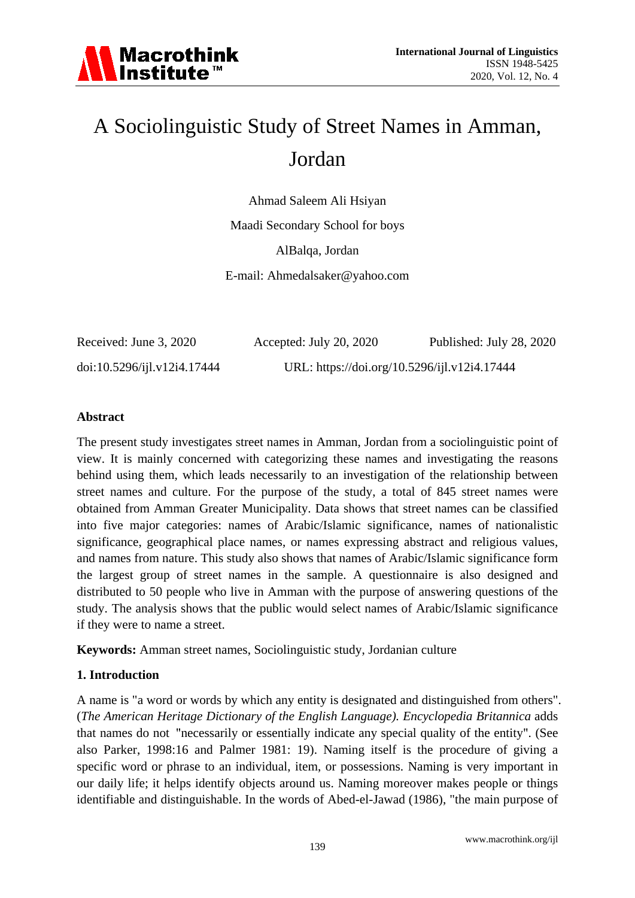# A Sociolinguistic Study of Street Names in Amman, Jordan

Ahmad Saleem Ali Hsiyan

Maadi Secondary School for boys

AlBalqa, Jordan

E-mail: Ahmedalsaker@yahoo.com

Received: June 3, 2020 Accepted: July 20, 2020 Published: July 28, 2020

doi:10.5296/ijl.v12i4.17444 URL: https://doi.org/10.5296/ijl.v12i4.17444

## Abstract

The present study investigates street names in Amman, Jordan from a sociolinguistic point of view. It is mainly concerned with categorizing these names and investigating the reasons behind using them, which leads necessarily to an investigation of the relationship between street names and culture. For the purpose of the study, a total of 845 street names were obtained from Amman Greater Municipality. Data shows that street names can be classified into five major categories: names of Arabic/Islamic significance, names of nationalistic significance, geographical place names, or names expressing abstract and religious values, and names from nature. This study also shows that names of Arabic/Islamic significance form the largest group of street names in the sample. A questionnaire is also designed and distributed to 50 people who live in Amman with the purpose of answering questions of the study. The analysis shows that the public would select names of Arabic/Islamic significance if they were to name a street.

**Keywords:** Amman street names, Sociolinguistic study, Jordanian culture

## 1. Introduction

A name is "a word or words by which any entity is designated and distinguished from others". (*The American Heritage Dictionary of the English Language). Encyclopedia Britannica* adds that names do not "necessarily or essentially indicate any special quality of the entity". (See also Parker, 1998:16 and Palmer 1981: 19). Naming itself is the procedure of giving a specific word or phrase to an individual, item, or possessions. Naming is very important in our daily life; it helps identify objects around us. Naming moreover makes people or things identifiable and distinguishable. In the words of Abed-el-Jawad (1986), "the main purpose of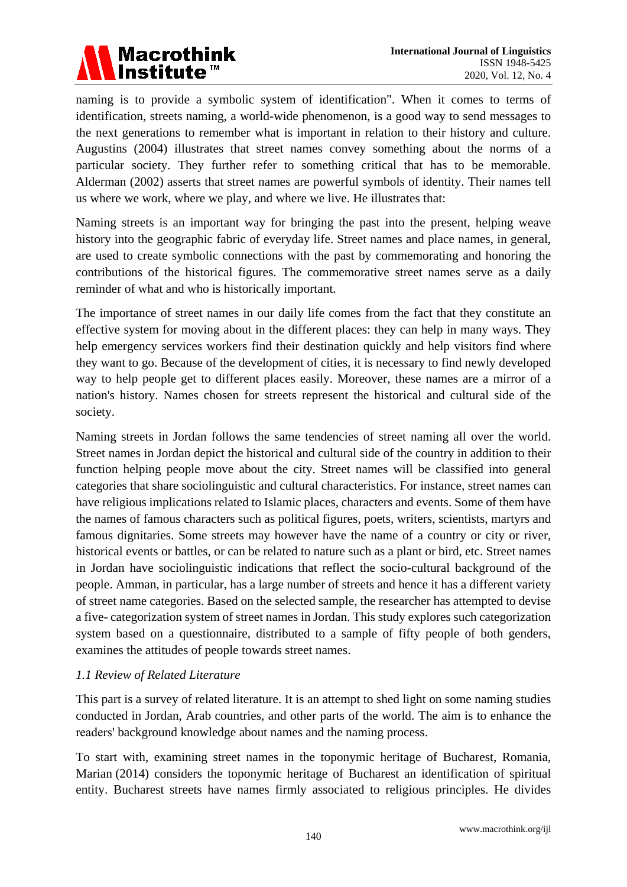naming is to provide a symbolic system of identification". When it comes to terms of identification, streets naming, a world-wide phenomenon, is a good way to send messages to the next generations to remember what is important in relation to their history and culture. Augustins (2004) illustrates that street names convey something about the norms of a particular society. They further refer to something critical that has to be memorable. Alderman (2002) asserts that street names are powerful symbols of identity. Their names tell us where we work, where we play, and where we live. He illustrates that:

Naming streets is an important way for bringing the past into the present, helping weave history into the geographic fabric of everyday life. Street names and place names, in general, are used to create symbolic connections with the past by commemorating and honoring the contributions of the historical figures. The commemorative street names serve as a daily reminder of what and who is historically important.

The importance of street names in our daily life comes from the fact that they constitute an effective system for moving about in the different places: they can help in many ways. They help emergency services workers find their destination quickly and help visitors find where they want to go. Because of the development of cities, it is necessary to find newly developed way to help people get to different places easily. Moreover, these names are a mirror of a nation's history. Names chosen for streets represent the historical and cultural side of the society.

Naming streets in Jordan follows the same tendencies of street naming all over the world. Street names in Jordan depict the historical and cultural side of the country in addition to their function helping people move about the city. Street names will be classified into general categories that share sociolinguistic and cultural characteristics. For instance, street names can have religious implications related to Islamic places, characters and events. Some of them have the names of famous characters such as political figures, poets, writers, scientists, martyrs and famous dignitaries. Some streets may however have the name of a country or city or river, historical events or battles, or can be related to nature such as a plant or bird, etc. Street names in Jordan have sociolinguistic indications that reflect the socio-cultural background of the people. Amman, in particular, has a large number of streets and hence it has a different variety of street name categories. Based on the selected sample, the researcher has attempted to devise a five- categorization system of street names in Jordan. This study explores such categorization system based on a questionnaire, distributed to a sample of fifty people of both genders, examines the attitudes of people towards street names.

### *1.1 Review of Related Literature*

This part is a survey of related literature. It is an attempt to shed light on some naming studies conducted in Jordan, Arab countries, and other parts of the world. The aim is to enhance the readers' background knowledge about names and the naming process.

To start with, examining street names in the toponymic heritage of Bucharest, Romania, Marian (2014) considers the toponymic heritage of Bucharest an identification of spiritual entity. Bucharest streets have names firmly associated to religious principles. He divides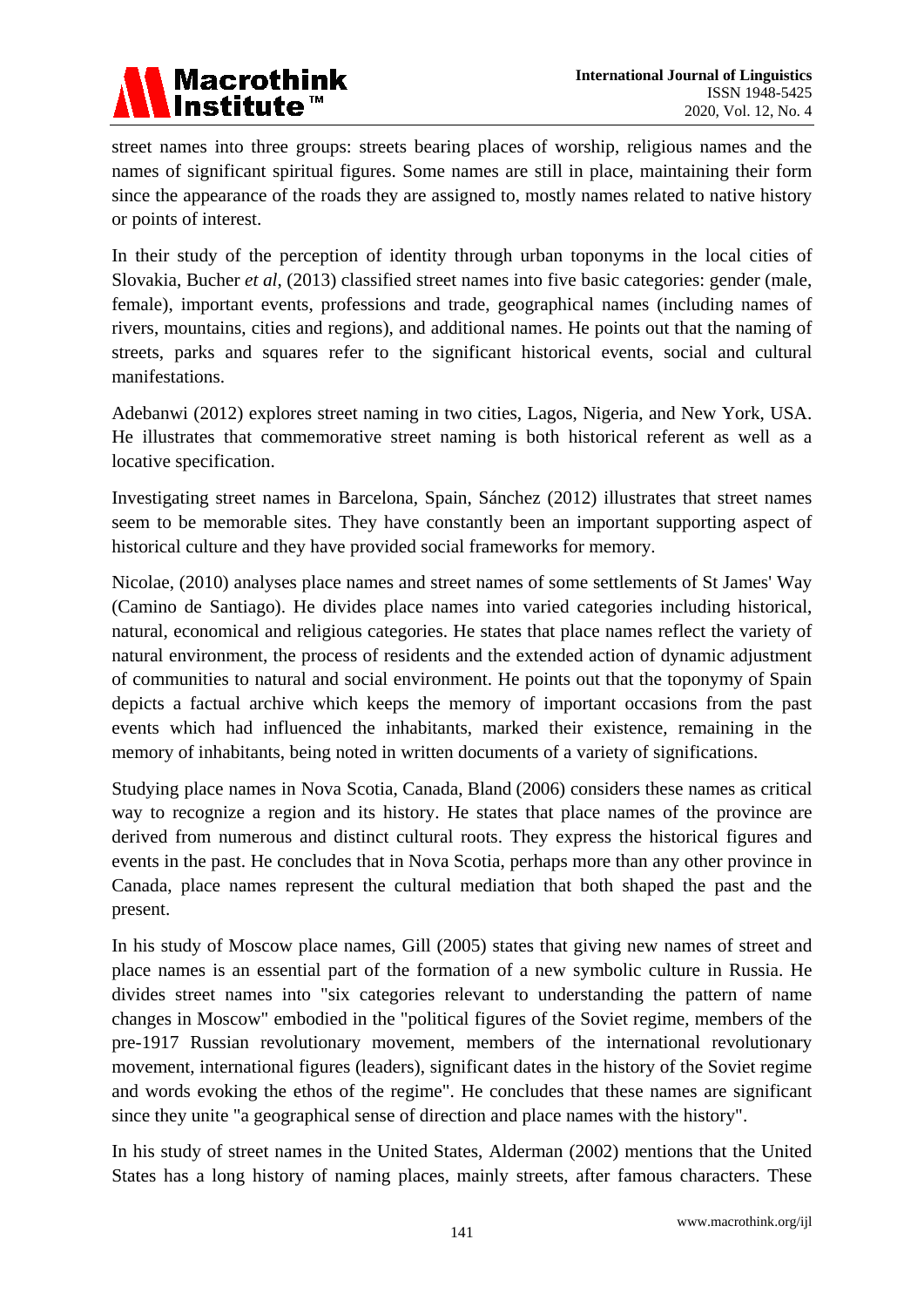street names into three groups: streets bearing places of worship, religious names and the names of significant spiritual figures. Some names are still in place, maintaining their form since the appearance of the roads they are assigned to, mostly names related to native history or points of interest.

In their study of the perception of identity through urban toponyms in the local cities of Slovakia, Bucher *et al*, (2013) classified street names into five basic categories: gender (male, female), important events, professions and trade, geographical names (including names of rivers, mountains, cities and regions), and additional names. He points out that the naming of streets, parks and squares refer to the significant historical events, social and cultural manifestations.

Adebanwi (2012) explores street naming in two cities, Lagos, Nigeria, and New York, USA. He illustrates that commemorative street naming is both historical referent as well as a locative specification.

Investigating street names in Barcelona, Spain, Sánchez (2012) illustrates that street names seem to be memorable sites. They have constantly been an important supporting aspect of historical culture and they have provided social frameworks for memory.

Nicolae, (2010) analyses place names and street names of some settlements of St James' Way (Camino de Santiago). He divides place names into varied categories including historical, natural, economical and religious categories. He states that place names reflect the variety of natural environment, the process of residents and the extended action of dynamic adjustment of communities to natural and social environment. He points out that the toponymy of Spain depicts a factual archive which keeps the memory of important occasions from the past events which had influenced the inhabitants, marked their existence, remaining in the memory of inhabitants, being noted in written documents of a variety of significations.

Studying place names in Nova Scotia, Canada, Bland (2006) considers these names as critical way to recognize a region and its history. He states that place names of the province are derived from numerous and distinct cultural roots. They express the historical figures and events in the past. He concludes that in Nova Scotia, perhaps more than any other province in Canada, place names represent the cultural mediation that both shaped the past and the present.

In his study of Moscow place names, Gill (2005) states that giving new names of street and place names is an essential part of the formation of a new symbolic culture in Russia. He divides street names into "six categories relevant to understanding the pattern of name changes in Moscow" embodied in the "political figures of the Soviet regime, members of the pre-1917 Russian revolutionary movement, members of the international revolutionary movement, international figures (leaders), significant dates in the history of the Soviet regime and words evoking the ethos of the regime". He concludes that these names are significant since they unite "a geographical sense of direction and place names with the history".

In his study of street names in the United States, Alderman (2002) mentions that the United States has a long history of naming places, mainly streets, after famous characters. These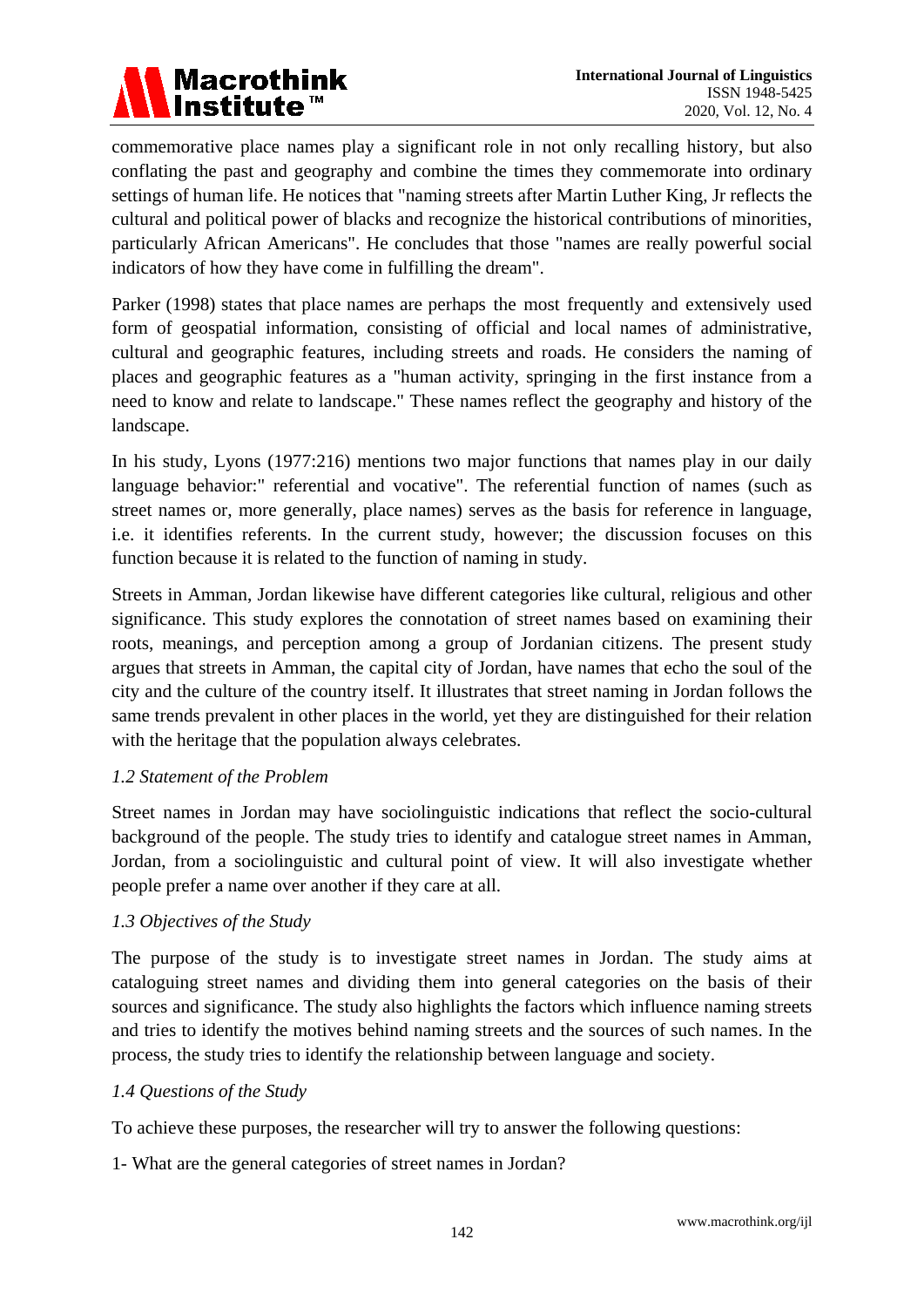commemorative place names play a significant role in not only recalling history, but also conflating the past and geography and combine the times they commemorate into ordinary settings of human life. He notices that "naming streets after Martin Luther King, Jr reflects the cultural and political power of blacks and recognize the historical contributions of minorities, particularly African Americans". He concludes that those "names are really powerful social indicators of how they have come in fulfilling the dream".

Parker (1998) states that place names are perhaps the most frequently and extensively used form of geospatial information, consisting of official and local names of administrative, cultural and geographic features, including streets and roads. He considers the naming of places and geographic features as a "human activity, springing in the first instance from a need to know and relate to landscape." These names reflect the geography and history of the landscape.

In his study, Lyons (1977:216) mentions two major functions that names play in our daily language behavior:" referential and vocative". The referential function of names (such as street names or, more generally, place names) serves as the basis for reference in language, i.e. it identifies referents. In the current study, however; the discussion focuses on this function because it is related to the function of naming in study.

Streets in Amman, Jordan likewise have different categories like cultural, religious and other significance. This study explores the connotation of street names based on examining their roots, meanings, and perception among a group of Jordanian citizens. The present study argues that streets in Amman, the capital city of Jordan, have names that echo the soul of the city and the culture of the country itself. It illustrates that street naming in Jordan follows the same trends prevalent in other places in the world, yet they are distinguished for their relation with the heritage that the population always celebrates.

### *1.2 Statement of the Problem*

Street names in Jordan may have sociolinguistic indications that reflect the socio-cultural background of the people. The study tries to identify and catalogue street names in Amman, Jordan, from a sociolinguistic and cultural point of view. It will also investigate whether people prefer a name over another if they care at all.

### *1.3 Objectives of the Study*

The purpose of the study is to investigate street names in Jordan. The study aims at cataloguing street names and dividing them into general categories on the basis of their sources and significance. The study also highlights the factors which influence naming streets and tries to identify the motives behind naming streets and the sources of such names. In the process, the study tries to identify the relationship between language and society.

### *1.4 Questions of the Study*

To achieve these purposes, the researcher will try to answer the following questions:

1- What are the general categories of street names in Jordan?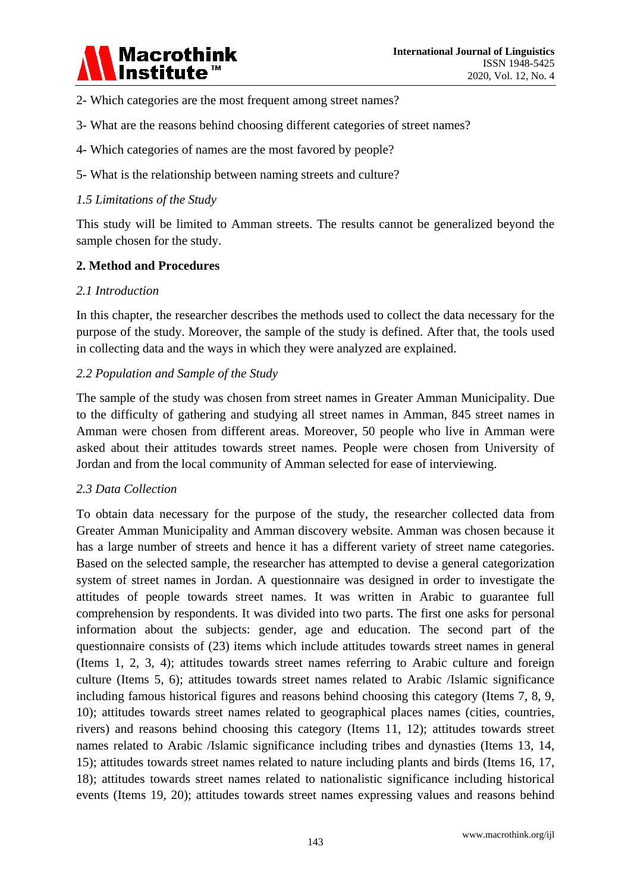2- Which categories are the most frequent among street names?

3- What are the reasons behind choosing different categories of street names?

4- Which categories of names are the most favored by people?

5- What is the relationship between naming streets and culture?

### *1.5 Limitations of the Study*

This study will be limited to Amman streets. The results cannot be generalized beyond the sample chosen for the study.

## 2. Method and Procedures

### *2.1 Introduction*

In this chapter, the researcher describes the methods used to collect the data necessary for the purpose of the study. Moreover, the sample of the study is defined. After that, the tools used in collecting data and the ways in which they were analyzed are explained.

### *2.2 Population and Sample of the Study*

The sample of the study was chosen from street names in Greater Amman Municipality. Due to the difficulty of gathering and studying all street names in Amman, 845 street names in Amman were chosen from different areas. Moreover, 50 people who live in Amman were asked about their attitudes towards street names. People were chosen from University of Jordan and from the local community of Amman selected for ease of interviewing.

### *2.3 Data Collection*

To obtain data necessary for the purpose of the study, the researcher collected data from Greater Amman Municipality and Amman discovery website. Amman was chosen because it has a large number of streets and hence it has a different variety of street name categories. Based on the selected sample, the researcher has attempted to devise a general categorization system of street names in Jordan. A questionnaire was designed in order to investigate the attitudes of people towards street names. It was written in Arabic to guarantee full comprehension by respondents. It was divided into two parts. The first one asks for personal information about the subjects: gender, age and education. The second part of the questionnaire consists of (23) items which include attitudes towards street names in general (Items 1, 2, 3, 4); attitudes towards street names referring to Arabic culture and foreign culture (Items 5, 6); attitudes towards street names related to Arabic /Islamic significance including famous historical figures and reasons behind choosing this category (Items 7, 8, 9, 10); attitudes towards street names related to geographical places names (cities, countries, rivers) and reasons behind choosing this category (Items 11, 12); attitudes towards street names related to Arabic /Islamic significance including tribes and dynasties (Items 13, 14, 15); attitudes towards street names related to nature including plants and birds (Items 16, 17, 18); attitudes towards street names related to nationalistic significance including historical events (Items 19, 20); attitudes towards street names expressing values and reasons behind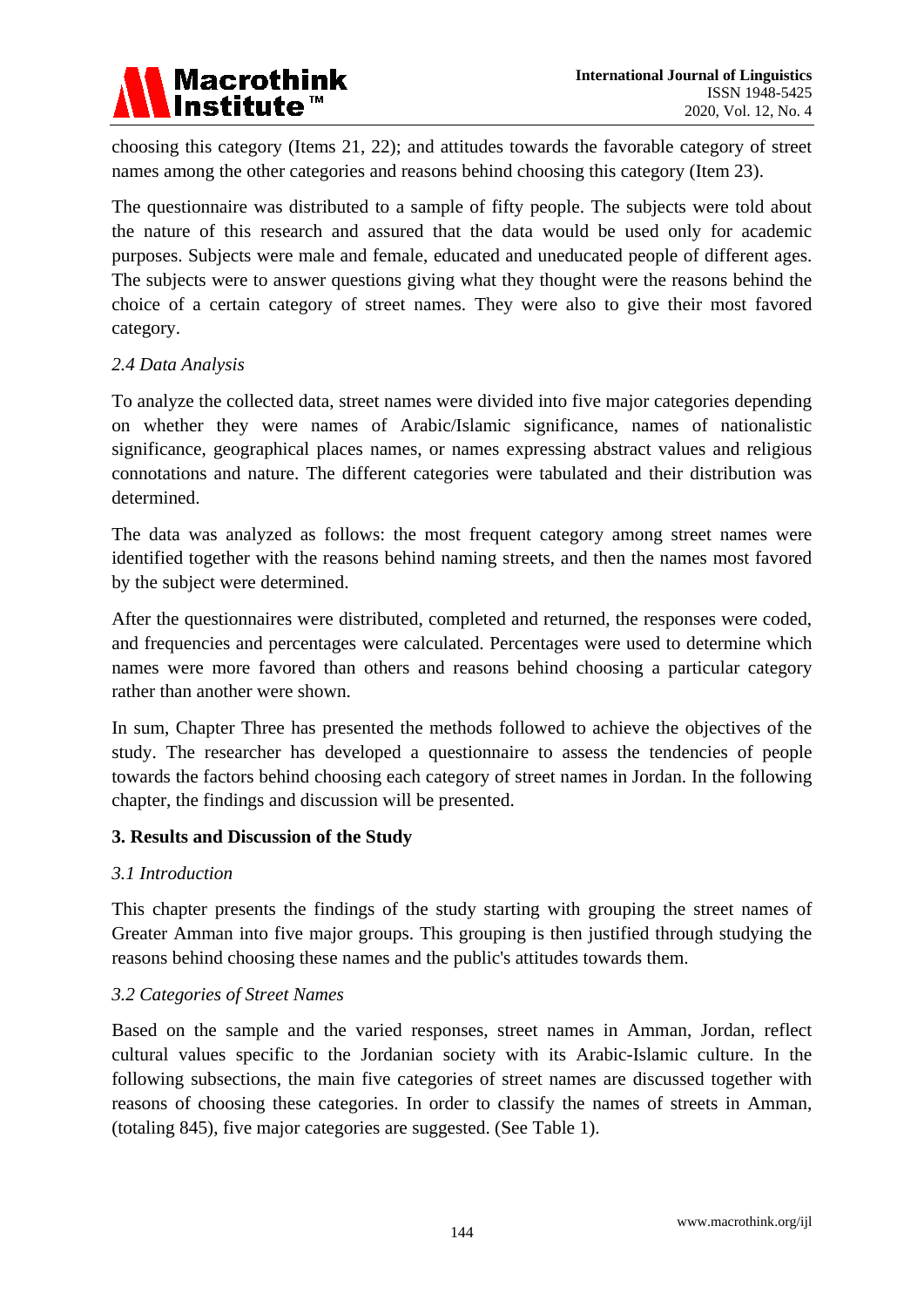choosing this category (Items 21, 22); and attitudes towards the favorable category of street names among the other categories and reasons behind choosing this category (Item 23).

The questionnaire was distributed to a sample of fifty people. The subjects were told about the nature of this research and assured that the data would be used only for academic purposes. Subjects were male and female, educated and uneducated people of different ages. The subjects were to answer questions giving what they thought were the reasons behind the choice of a certain category of street names. They were also to give their most favored category.

### *2.4 Data Analysis*

To analyze the collected data, street names were divided into five major categories depending on whether they were names of Arabic/Islamic significance, names of nationalistic significance, geographical places names, or names expressing abstract values and religious connotations and nature. The different categories were tabulated and their distribution was determined.

The data was analyzed as follows: the most frequent category among street names were identified together with the reasons behind naming streets, and then the names most favored by the subject were determined.

After the questionnaires were distributed, completed and returned, the responses were coded, and frequencies and percentages were calculated. Percentages were used to determine which names were more favored than others and reasons behind choosing a particular category rather than another were shown.

In sum, Chapter Three has presented the methods followed to achieve the objectives of the study. The researcher has developed a questionnaire to assess the tendencies of people towards the factors behind choosing each category of street names in Jordan. In the following chapter, the findings and discussion will be presented.

## 3. Results and Discussion of the Study

### *3.1 Introduction*

This chapter presents the findings of the study starting with grouping the street names of Greater Amman into five major groups. This grouping is then justified through studying the reasons behind choosing these names and the public's attitudes towards them.

### *3.2 Categories of Street Names*

Based on the sample and the varied responses, street names in Amman, Jordan, reflect cultural values specific to the Jordanian society with its Arabic-Islamic culture. In the following subsections, the main five categories of street names are discussed together with reasons of choosing these categories. In order to classify the names of streets in Amman, (totaling 845), five major categories are suggested. (See Table 1).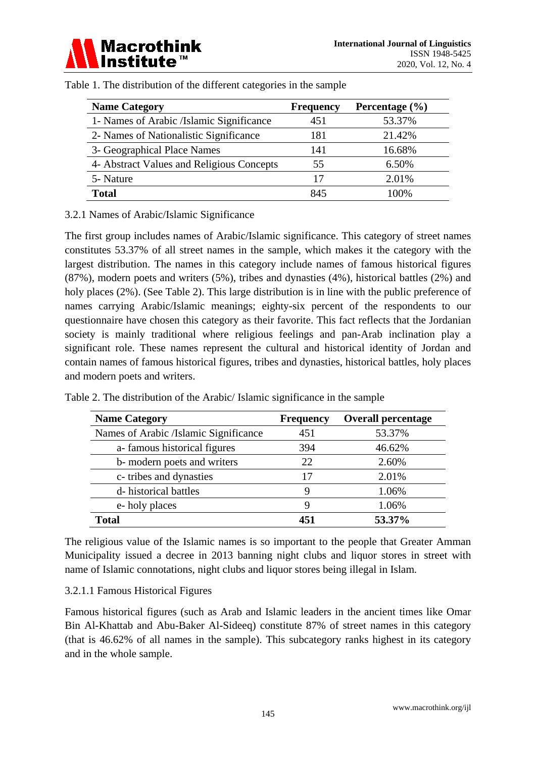Table 1. The distribution of the different categories in the sample

| Name Category | Frequency | Percentage (%) |
|---|---|---|
| 1- Names of Arabic /Islamic Significance | 451 | 53.37% |
| 2- Names of Nationalistic Significance | 181 | 21.42% |
| 3- Geographical Place Names | 141 | 16.68% |
| 4- Abstract Values and Religious Concepts | 55 | 6.50% |
| 5- Nature | 17 | 2.01% |
| **Total** | 845 | 100% |

3.2.1 Names of Arabic/Islamic Significance

The first group includes names of Arabic/Islamic significance. This category of street names constitutes 53.37% of all street names in the sample, which makes it the category with the largest distribution. The names in this category include names of famous historical figures (87%), modern poets and writers (5%), tribes and dynasties (4%), historical battles (2%) and holy places (2%). (See Table 2). This large distribution is in line with the public preference of names carrying Arabic/Islamic meanings; eighty-six percent of the respondents to our questionnaire have chosen this category as their favorite. This fact reflects that the Jordanian society is mainly traditional where religious feelings and pan-Arab inclination play a significant role. These names represent the cultural and historical identity of Jordan and contain names of famous historical figures, tribes and dynasties, historical battles, holy places and modern poets and writers.

Table 2. The distribution of the Arabic/ Islamic significance in the sample

| Name Category | Frequency | Overall percentage |
|---|---|---|
| Names of Arabic /Islamic Significance | 451 | 53.37% |
| a- famous historical figures | 394 | 46.62% |
| b- modern poets and writers | 22 | 2.60% |
| c- tribes and dynasties | 17 | 2.01% |
| d- historical battles | 9 | 1.06% |
| e- holy places | 9 | 1.06% |
| **Total** | **451** | **53.37%** |

The religious value of the Islamic names is so important to the people that Greater Amman Municipality issued a decree in 2013 banning night clubs and liquor stores in street with name of Islamic connotations, night clubs and liquor stores being illegal in Islam.

3.2.1.1 Famous Historical Figures

Famous historical figures (such as Arab and Islamic leaders in the ancient times like Omar Bin Al-Khattab and Abu-Baker Al-Sideeq) constitute 87% of street names in this category (that is 46.62% of all names in the sample). This subcategory ranks highest in its category and in the whole sample.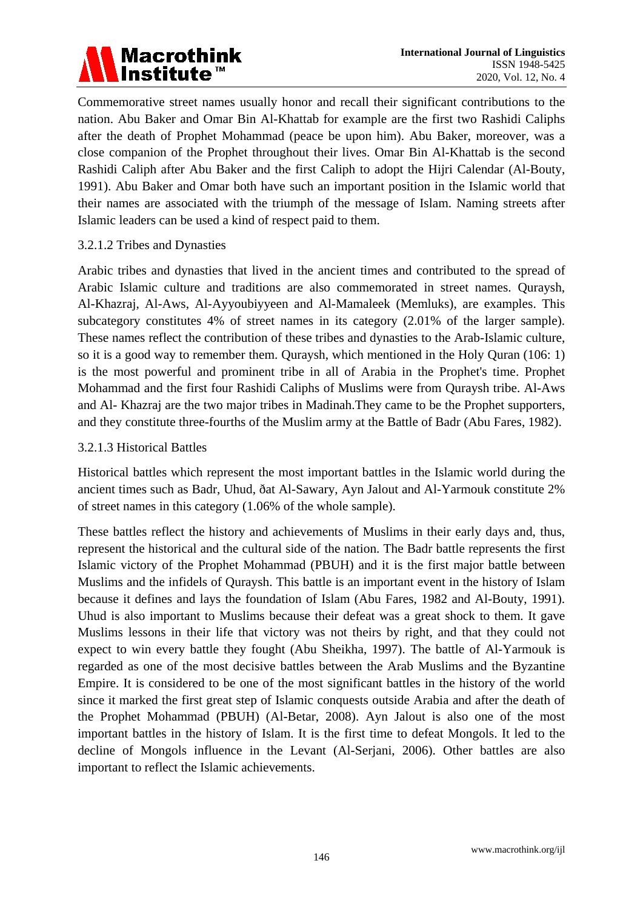Commemorative street names usually honor and recall their significant contributions to the nation. Abu Baker and Omar Bin Al-Khattab for example are the first two Rashidi Caliphs after the death of Prophet Mohammad (peace be upon him). Abu Baker, moreover, was a close companion of the Prophet throughout their lives. Omar Bin Al-Khattab is the second Rashidi Caliph after Abu Baker and the first Caliph to adopt the Hijri Calendar (Al-Bouty, 1991). Abu Baker and Omar both have such an important position in the Islamic world that their names are associated with the triumph of the message of Islam. Naming streets after Islamic leaders can be used a kind of respect paid to them.

#### 3.2.1.2 Tribes and Dynasties

Arabic tribes and dynasties that lived in the ancient times and contributed to the spread of Arabic Islamic culture and traditions are also commemorated in street names. Quraysh, Al-Khazraj, Al-Aws, Al-Ayyoubiyyeen and Al-Mamaleek (Memluks), are examples. This subcategory constitutes 4% of street names in its category (2.01% of the larger sample). These names reflect the contribution of these tribes and dynasties to the Arab-Islamic culture, so it is a good way to remember them. Quraysh, which mentioned in the Holy Quran (106: 1) is the most powerful and prominent tribe in all of Arabia in the Prophet's time. Prophet Mohammad and the first four Rashidi Caliphs of Muslims were from Quraysh tribe. Al-Aws and Al- Khazraj are the two major tribes in Madinah.They came to be the Prophet supporters, and they constitute three-fourths of the Muslim army at the Battle of Badr (Abu Fares, 1982).

#### 3.2.1.3 Historical Battles

Historical battles which represent the most important battles in the Islamic world during the ancient times such as Badr, Uhud, ðat Al-Sawary, Ayn Jalout and Al-Yarmouk constitute 2% of street names in this category (1.06% of the whole sample).

These battles reflect the history and achievements of Muslims in their early days and, thus, represent the historical and the cultural side of the nation. The Badr battle represents the first Islamic victory of the Prophet Mohammad (PBUH) and it is the first major battle between Muslims and the infidels of Quraysh. This battle is an important event in the history of Islam because it defines and lays the foundation of Islam (Abu Fares, 1982 and Al-Bouty, 1991). Uhud is also important to Muslims because their defeat was a great shock to them. It gave Muslims lessons in their life that victory was not theirs by right, and that they could not expect to win every battle they fought (Abu Sheikha, 1997). The battle of Al-Yarmouk is regarded as one of the most decisive battles between the Arab Muslims and the Byzantine Empire. It is considered to be one of the most significant battles in the history of the world since it marked the first great step of Islamic conquests outside Arabia and after the death of the Prophet Mohammad (PBUH) (Al-Betar, 2008). Ayn Jalout is also one of the most important battles in the history of Islam. It is the first time to defeat Mongols. It led to the decline of Mongols influence in the Levant (Al-Serjani, 2006). Other battles are also important to reflect the Islamic achievements.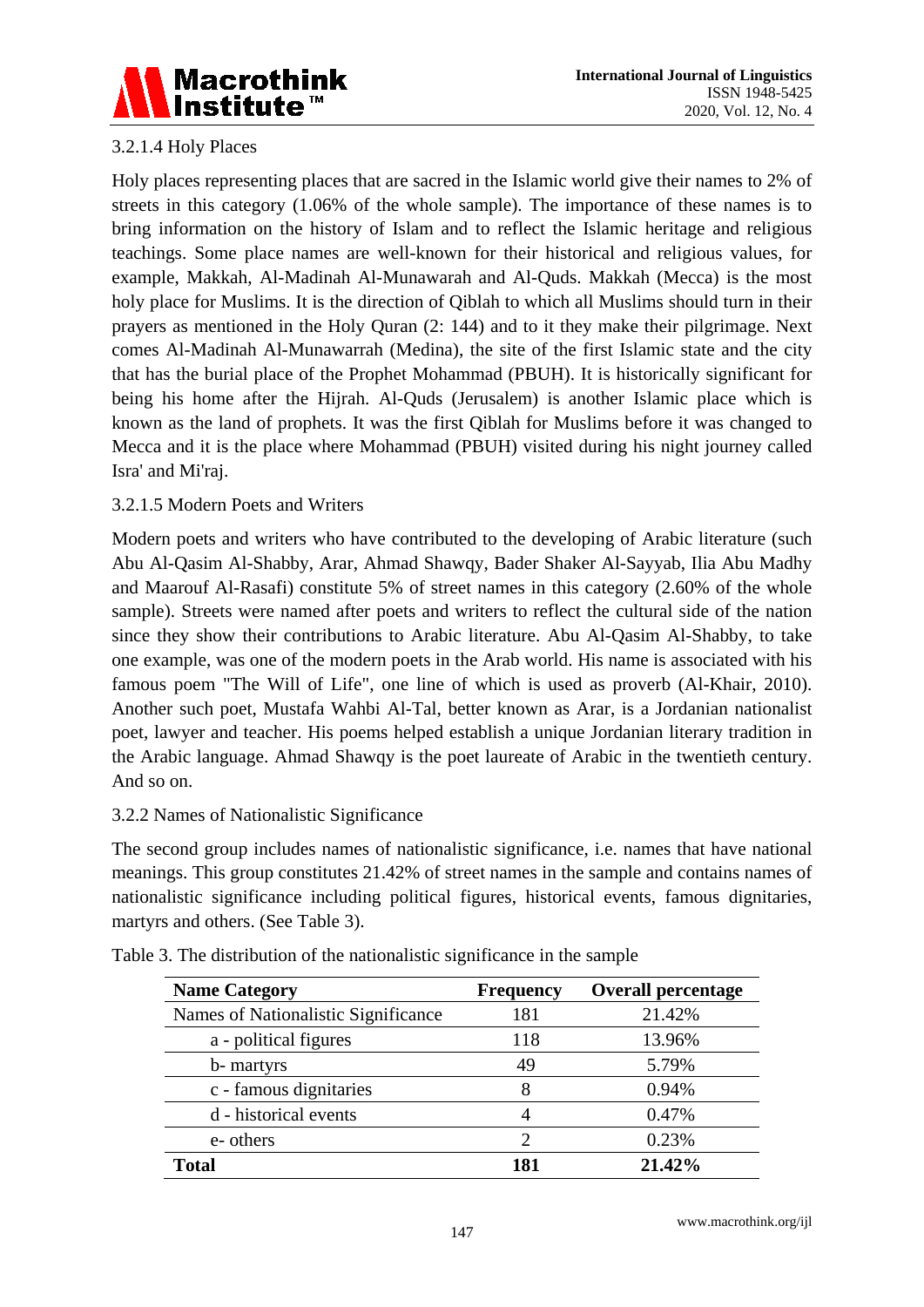#### 3.2.1.4 Holy Places

Holy places representing places that are sacred in the Islamic world give their names to 2% of streets in this category (1.06% of the whole sample). The importance of these names is to bring information on the history of Islam and to reflect the Islamic heritage and religious teachings. Some place names are well-known for their historical and religious values, for example, Makkah, Al-Madinah Al-Munawarah and Al-Quds. Makkah (Mecca) is the most holy place for Muslims. It is the direction of Qiblah to which all Muslims should turn in their prayers as mentioned in the Holy Quran (2: 144) and to it they make their pilgrimage. Next comes Al-Madinah Al-Munawarrah (Medina), the site of the first Islamic state and the city that has the burial place of the Prophet Mohammad (PBUH). It is historically significant for being his home after the Hijrah. Al-Quds (Jerusalem) is another Islamic place which is known as the land of prophets. It was the first Qiblah for Muslims before it was changed to Mecca and it is the place where Mohammad (PBUH) visited during his night journey called Isra' and Mi'raj.

#### 3.2.1.5 Modern Poets and Writers

Modern poets and writers who have contributed to the developing of Arabic literature (such Abu Al-Qasim Al-Shabby, Arar, Ahmad Shawqy, Bader Shaker Al-Sayyab, Ilia Abu Madhy and Maarouf Al-Rasafi) constitute 5% of street names in this category (2.60% of the whole sample). Streets were named after poets and writers to reflect the cultural side of the nation since they show their contributions to Arabic literature. Abu Al-Qasim Al-Shabby, to take one example, was one of the modern poets in the Arab world. His name is associated with his famous poem "The Will of Life", one line of which is used as proverb (Al-Khair, 2010). Another such poet, Mustafa Wahbi Al-Tal, better known as Arar, is a Jordanian nationalist poet, lawyer and teacher. His poems helped establish a unique Jordanian literary tradition in the Arabic language. Ahmad Shawqy is the poet laureate of Arabic in the twentieth century. And so on.

### 3.2.2 Names of Nationalistic Significance

The second group includes names of nationalistic significance, i.e. names that have national meanings. This group constitutes 21.42% of street names in the sample and contains names of nationalistic significance including political figures, historical events, famous dignitaries, martyrs and others. (See Table 3).

Table 3. The distribution of the nationalistic significance in the sample

| Name Category | Frequency | Overall percentage |
|---|---|---|
| Names of Nationalistic Significance | 181 | 21.42% |
| a - political figures | 118 | 13.96% |
| b- martyrs | 49 | 5.79% |
| c - famous dignitaries | 8 | 0.94% |
| d - historical events | 4 | 0.47% |
| e- others | 2 | 0.23% |
| **Total** | **181** | **21.42%** |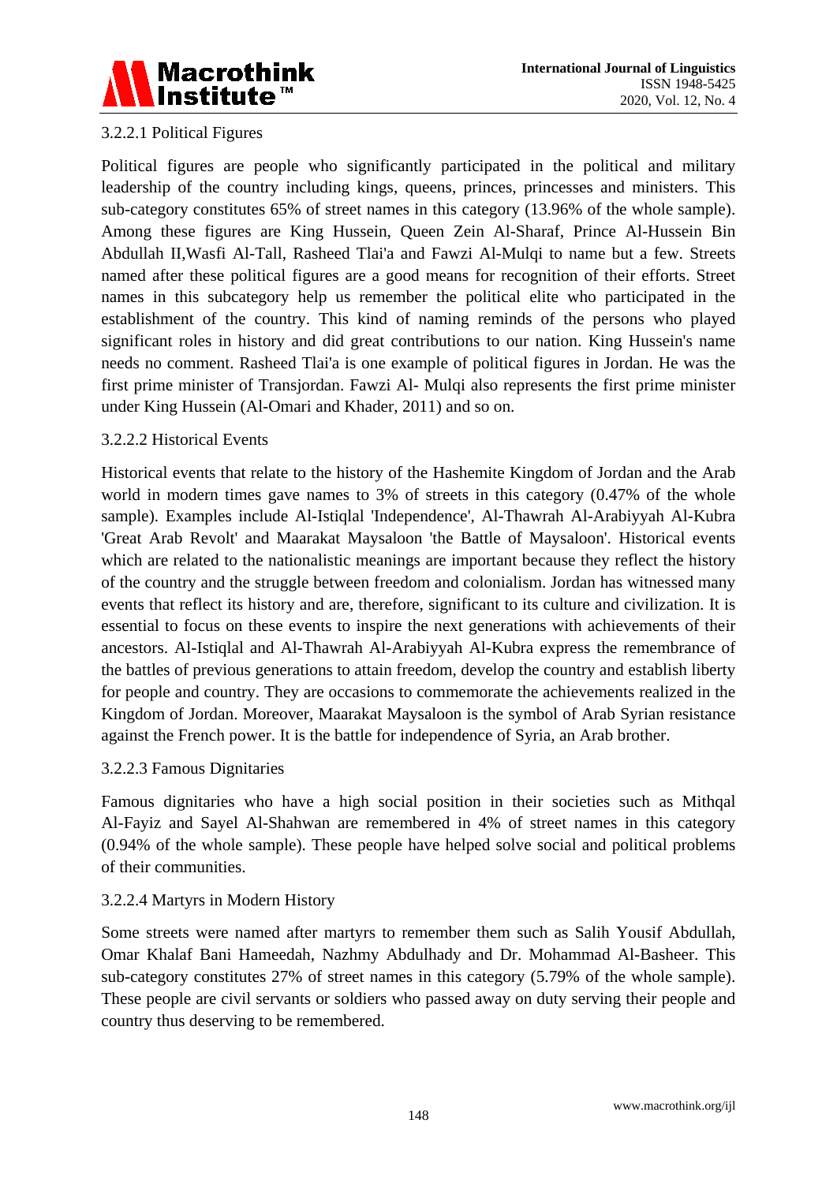#### 3.2.2.1 Political Figures

Political figures are people who significantly participated in the political and military leadership of the country including kings, queens, princes, princesses and ministers. This sub-category constitutes 65% of street names in this category (13.96% of the whole sample). Among these figures are King Hussein, Queen Zein Al-Sharaf, Prince Al-Hussein Bin Abdullah II,Wasfi Al-Tall, Rasheed Tlai'a and Fawzi Al-Mulqi to name but a few. Streets named after these political figures are a good means for recognition of their efforts. Street names in this subcategory help us remember the political elite who participated in the establishment of the country. This kind of naming reminds of the persons who played significant roles in history and did great contributions to our nation. King Hussein's name needs no comment. Rasheed Tlai'a is one example of political figures in Jordan. He was the first prime minister of Transjordan. Fawzi Al- Mulqi also represents the first prime minister under King Hussein (Al-Omari and Khader, 2011) and so on.

#### 3.2.2.2 Historical Events

Historical events that relate to the history of the Hashemite Kingdom of Jordan and the Arab world in modern times gave names to 3% of streets in this category (0.47% of the whole sample). Examples include Al-Istiqlal 'Independence', Al-Thawrah Al-Arabiyyah Al-Kubra 'Great Arab Revolt' and Maarakat Maysaloon 'the Battle of Maysaloon'. Historical events which are related to the nationalistic meanings are important because they reflect the history of the country and the struggle between freedom and colonialism. Jordan has witnessed many events that reflect its history and are, therefore, significant to its culture and civilization. It is essential to focus on these events to inspire the next generations with achievements of their ancestors. Al-Istiqlal and Al-Thawrah Al-Arabiyyah Al-Kubra express the remembrance of the battles of previous generations to attain freedom, develop the country and establish liberty for people and country. They are occasions to commemorate the achievements realized in the Kingdom of Jordan. Moreover, Maarakat Maysaloon is the symbol of Arab Syrian resistance against the French power. It is the battle for independence of Syria, an Arab brother.

#### 3.2.2.3 Famous Dignitaries

Famous dignitaries who have a high social position in their societies such as Mithqal Al-Fayiz and Sayel Al-Shahwan are remembered in 4% of street names in this category (0.94% of the whole sample). These people have helped solve social and political problems of their communities.

#### 3.2.2.4 Martyrs in Modern History

Some streets were named after martyrs to remember them such as Salih Yousif Abdullah, Omar Khalaf Bani Hameedah, Nazhmy Abdulhady and Dr. Mohammad Al-Basheer. This sub-category constitutes 27% of street names in this category (5.79% of the whole sample). These people are civil servants or soldiers who passed away on duty serving their people and country thus deserving to be remembered.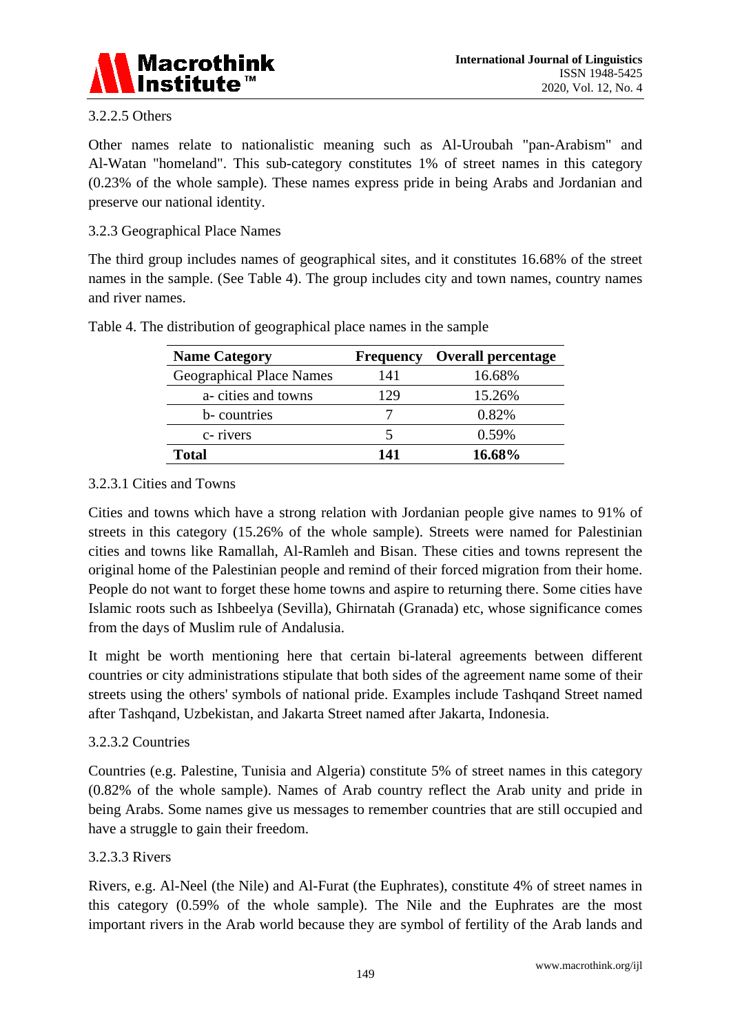3.2.2.5 Others

Other names relate to nationalistic meaning such as Al-Uroubah "pan-Arabism" and Al-Watan "homeland". This sub-category constitutes 1% of street names in this category (0.23% of the whole sample). These names express pride in being Arabs and Jordanian and preserve our national identity.

3.2.3 Geographical Place Names

The third group includes names of geographical sites, and it constitutes 16.68% of the street names in the sample. (See Table 4). The group includes city and town names, country names and river names.

Table 4. The distribution of geographical place names in the sample

| Name Category | Frequency | Overall percentage |
|---|---|---|
| Geographical Place Names | 141 | 16.68% |
| a- cities and towns | 129 | 15.26% |
| b- countries | 7 | 0.82% |
| c- rivers | 5 | 0.59% |
| **Total** | **141** | **16.68%** |

3.2.3.1 Cities and Towns

Cities and towns which have a strong relation with Jordanian people give names to 91% of streets in this category (15.26% of the whole sample). Streets were named for Palestinian cities and towns like Ramallah, Al-Ramleh and Bisan. These cities and towns represent the original home of the Palestinian people and remind of their forced migration from their home. People do not want to forget these home towns and aspire to returning there. Some cities have Islamic roots such as Ishbeelya (Sevilla), Ghirnatah (Granada) etc, whose significance comes from the days of Muslim rule of Andalusia.

It might be worth mentioning here that certain bi-lateral agreements between different countries or city administrations stipulate that both sides of the agreement name some of their streets using the others' symbols of national pride. Examples include Tashqand Street named after Tashqand, Uzbekistan, and Jakarta Street named after Jakarta, Indonesia.

3.2.3.2 Countries

Countries (e.g. Palestine, Tunisia and Algeria) constitute 5% of street names in this category (0.82% of the whole sample). Names of Arab country reflect the Arab unity and pride in being Arabs. Some names give us messages to remember countries that are still occupied and have a struggle to gain their freedom.

3.2.3.3 Rivers

Rivers, e.g. Al-Neel (the Nile) and Al-Furat (the Euphrates), constitute 4% of street names in this category (0.59% of the whole sample). The Nile and the Euphrates are the most important rivers in the Arab world because they are symbol of fertility of the Arab lands and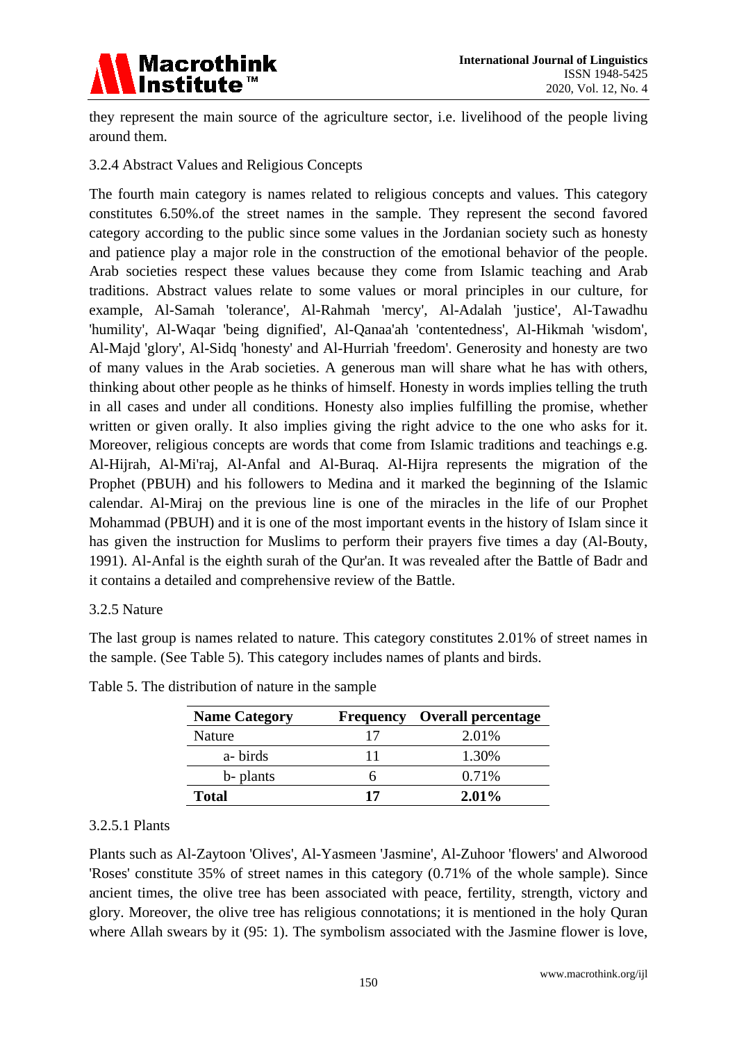they represent the main source of the agriculture sector, i.e. livelihood of the people living around them.

### 3.2.4 Abstract Values and Religious Concepts

The fourth main category is names related to religious concepts and values. This category constitutes 6.50%.of the street names in the sample. They represent the second favored category according to the public since some values in the Jordanian society such as honesty and patience play a major role in the construction of the emotional behavior of the people. Arab societies respect these values because they come from Islamic teaching and Arab traditions. Abstract values relate to some values or moral principles in our culture, for example, Al-Samah 'tolerance', Al-Rahmah 'mercy', Al-Adalah 'justice', Al-Tawadhu 'humility', Al-Waqar 'being dignified', Al-Qanaa'ah 'contentedness', Al-Hikmah 'wisdom', Al-Majd 'glory', Al-Sidq 'honesty' and Al-Hurriah 'freedom'. Generosity and honesty are two of many values in the Arab societies. A generous man will share what he has with others, thinking about other people as he thinks of himself. Honesty in words implies telling the truth in all cases and under all conditions. Honesty also implies fulfilling the promise, whether written or given orally. It also implies giving the right advice to the one who asks for it. Moreover, religious concepts are words that come from Islamic traditions and teachings e.g. Al-Hijrah, Al-Mi'raj, Al-Anfal and Al-Buraq. Al-Hijra represents the migration of the Prophet (PBUH) and his followers to Medina and it marked the beginning of the Islamic calendar. Al-Miraj on the previous line is one of the miracles in the life of our Prophet Mohammad (PBUH) and it is one of the most important events in the history of Islam since it has given the instruction for Muslims to perform their prayers five times a day (Al-Bouty, 1991). Al-Anfal is the eighth surah of the Qur'an. It was revealed after the Battle of Badr and it contains a detailed and comprehensive review of the Battle.

### 3.2.5 Nature

The last group is names related to nature. This category constitutes 2.01% of street names in the sample. (See Table 5). This category includes names of plants and birds.

Table 5. The distribution of nature in the sample

| Name Category | Frequency | Overall percentage |
|---|---|---|
| Nature | 17 | 2.01% |
| a- birds | 11 | 1.30% |
| b- plants | 6 | 0.71% |
| **Total** | **17** | **2.01%** |

#### 3.2.5.1 Plants

Plants such as Al-Zaytoon 'Olives', Al-Yasmeen 'Jasmine', Al-Zuhoor 'flowers' and Alworood 'Roses' constitute 35% of street names in this category (0.71% of the whole sample). Since ancient times, the olive tree has been associated with peace, fertility, strength, victory and glory. Moreover, the olive tree has religious connotations; it is mentioned in the holy Quran where Allah swears by it (95: 1). The symbolism associated with the Jasmine flower is love,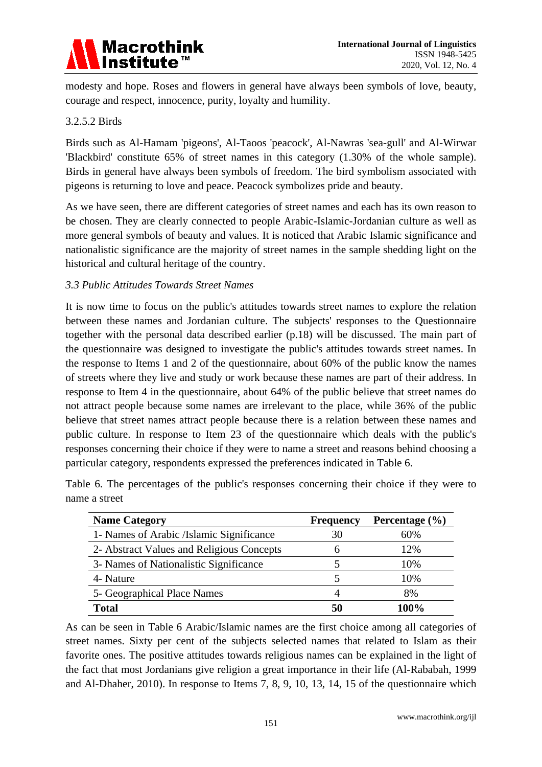modesty and hope. Roses and flowers in general have always been symbols of love, beauty, courage and respect, innocence, purity, loyalty and humility.

#### 3.2.5.2 Birds

Birds such as Al-Hamam 'pigeons', Al-Taoos 'peacock', Al-Nawras 'sea-gull' and Al-Wirwar 'Blackbird' constitute 65% of street names in this category (1.30% of the whole sample). Birds in general have always been symbols of freedom. The bird symbolism associated with pigeons is returning to love and peace. Peacock symbolizes pride and beauty.

As we have seen, there are different categories of street names and each has its own reason to be chosen. They are clearly connected to people Arabic-Islamic-Jordanian culture as well as more general symbols of beauty and values. It is noticed that Arabic Islamic significance and nationalistic significance are the majority of street names in the sample shedding light on the historical and cultural heritage of the country.

### *3.3 Public Attitudes Towards Street Names*

It is now time to focus on the public's attitudes towards street names to explore the relation between these names and Jordanian culture. The subjects' responses to the Questionnaire together with the personal data described earlier (p.18) will be discussed. The main part of the questionnaire was designed to investigate the public's attitudes towards street names. In the response to Items 1 and 2 of the questionnaire, about 60% of the public know the names of streets where they live and study or work because these names are part of their address. In response to Item 4 in the questionnaire, about 64% of the public believe that street names do not attract people because some names are irrelevant to the place, while 36% of the public believe that street names attract people because there is a relation between these names and public culture. In response to Item 23 of the questionnaire which deals with the public's responses concerning their choice if they were to name a street and reasons behind choosing a particular category, respondents expressed the preferences indicated in Table 6.

Table 6. The percentages of the public's responses concerning their choice if they were to name a street

| Name Category | Frequency | Percentage (%) |
|---|---|---|
| 1- Names of Arabic /Islamic Significance | 30 | 60% |
| 2- Abstract Values and Religious Concepts | 6 | 12% |
| 3- Names of Nationalistic Significance | 5 | 10% |
| 4- Nature | 5 | 10% |
| 5- Geographical Place Names | 4 | 8% |
| **Total** | **50** | **100%** |

As can be seen in Table 6 Arabic/Islamic names are the first choice among all categories of street names. Sixty per cent of the subjects selected names that related to Islam as their favorite ones. The positive attitudes towards religious names can be explained in the light of the fact that most Jordanians give religion a great importance in their life (Al-Rababah, 1999 and Al-Dhaher, 2010). In response to Items 7, 8, 9, 10, 13, 14, 15 of the questionnaire which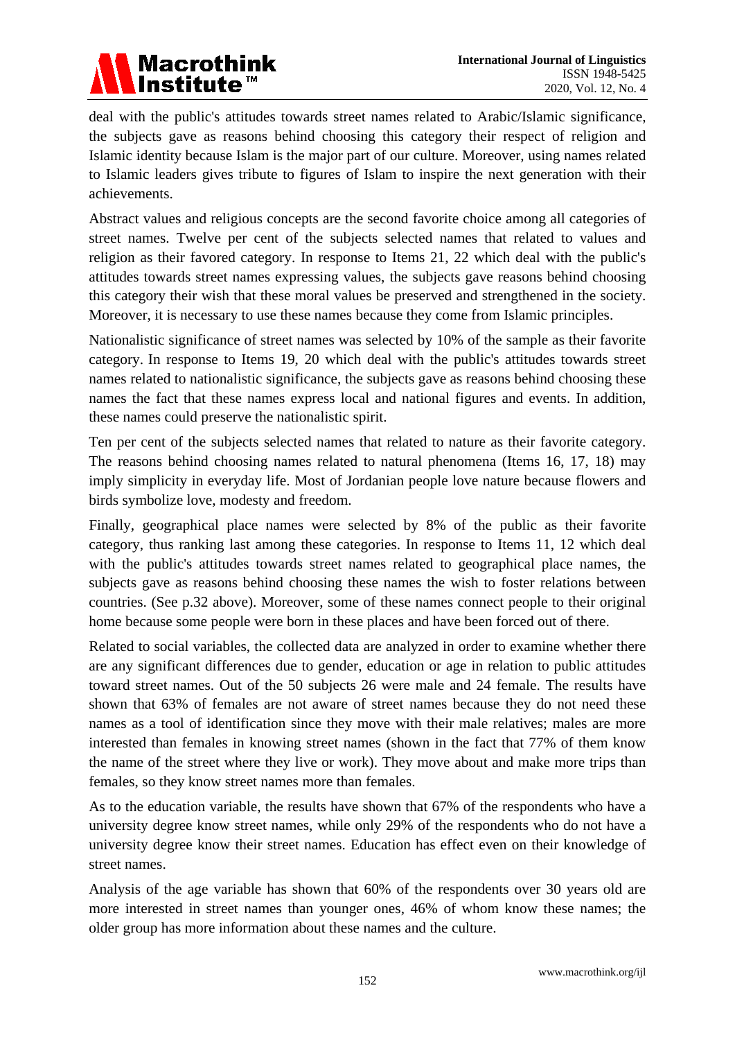deal with the public's attitudes towards street names related to Arabic/Islamic significance, the subjects gave as reasons behind choosing this category their respect of religion and Islamic identity because Islam is the major part of our culture. Moreover, using names related to Islamic leaders gives tribute to figures of Islam to inspire the next generation with their achievements.

Abstract values and religious concepts are the second favorite choice among all categories of street names. Twelve per cent of the subjects selected names that related to values and religion as their favored category. In response to Items 21, 22 which deal with the public's attitudes towards street names expressing values, the subjects gave reasons behind choosing this category their wish that these moral values be preserved and strengthened in the society. Moreover, it is necessary to use these names because they come from Islamic principles.

Nationalistic significance of street names was selected by 10% of the sample as their favorite category. In response to Items 19, 20 which deal with the public's attitudes towards street names related to nationalistic significance, the subjects gave as reasons behind choosing these names the fact that these names express local and national figures and events. In addition, these names could preserve the nationalistic spirit.

Ten per cent of the subjects selected names that related to nature as their favorite category. The reasons behind choosing names related to natural phenomena (Items 16, 17, 18) may imply simplicity in everyday life. Most of Jordanian people love nature because flowers and birds symbolize love, modesty and freedom.

Finally, geographical place names were selected by 8% of the public as their favorite category, thus ranking last among these categories. In response to Items 11, 12 which deal with the public's attitudes towards street names related to geographical place names, the subjects gave as reasons behind choosing these names the wish to foster relations between countries. (See p.32 above). Moreover, some of these names connect people to their original home because some people were born in these places and have been forced out of there.

Related to social variables, the collected data are analyzed in order to examine whether there are any significant differences due to gender, education or age in relation to public attitudes toward street names. Out of the 50 subjects 26 were male and 24 female. The results have shown that 63% of females are not aware of street names because they do not need these names as a tool of identification since they move with their male relatives; males are more interested than females in knowing street names (shown in the fact that 77% of them know the name of the street where they live or work). They move about and make more trips than females, so they know street names more than females.

As to the education variable, the results have shown that 67% of the respondents who have a university degree know street names, while only 29% of the respondents who do not have a university degree know their street names. Education has effect even on their knowledge of street names.

Analysis of the age variable has shown that 60% of the respondents over 30 years old are more interested in street names than younger ones, 46% of whom know these names; the older group has more information about these names and the culture.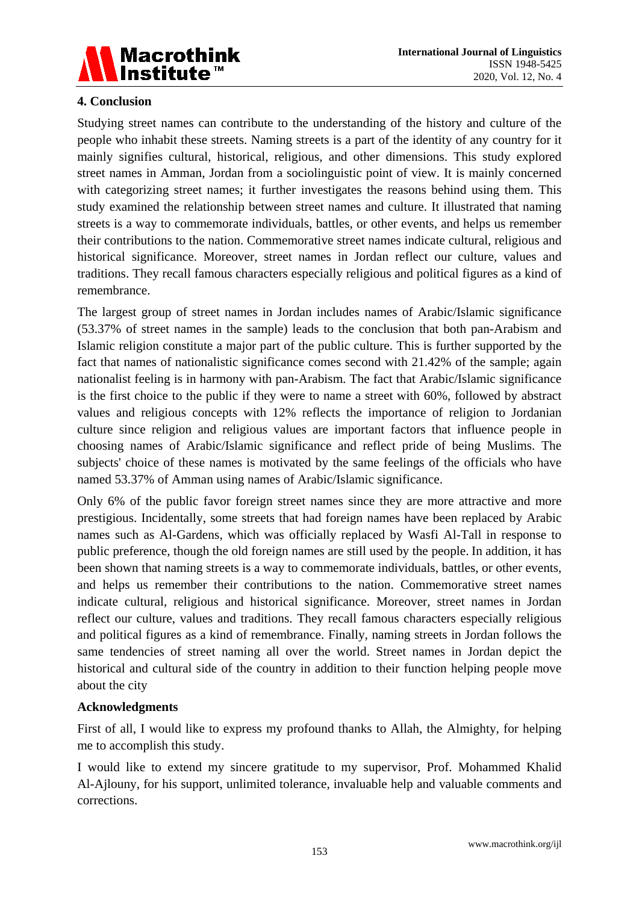## 4. Conclusion

Studying street names can contribute to the understanding of the history and culture of the people who inhabit these streets. Naming streets is a part of the identity of any country for it mainly signifies cultural, historical, religious, and other dimensions. This study explored street names in Amman, Jordan from a sociolinguistic point of view. It is mainly concerned with categorizing street names; it further investigates the reasons behind using them. This study examined the relationship between street names and culture. It illustrated that naming streets is a way to commemorate individuals, battles, or other events, and helps us remember their contributions to the nation. Commemorative street names indicate cultural, religious and historical significance. Moreover, street names in Jordan reflect our culture, values and traditions. They recall famous characters especially religious and political figures as a kind of remembrance.

The largest group of street names in Jordan includes names of Arabic/Islamic significance (53.37% of street names in the sample) leads to the conclusion that both pan-Arabism and Islamic religion constitute a major part of the public culture. This is further supported by the fact that names of nationalistic significance comes second with 21.42% of the sample; again nationalist feeling is in harmony with pan-Arabism. The fact that Arabic/Islamic significance is the first choice to the public if they were to name a street with 60%, followed by abstract values and religious concepts with 12% reflects the importance of religion to Jordanian culture since religion and religious values are important factors that influence people in choosing names of Arabic/Islamic significance and reflect pride of being Muslims. The subjects' choice of these names is motivated by the same feelings of the officials who have named 53.37% of Amman using names of Arabic/Islamic significance.

Only 6% of the public favor foreign street names since they are more attractive and more prestigious. Incidentally, some streets that had foreign names have been replaced by Arabic names such as Al-Gardens, which was officially replaced by Wasfi Al-Tall in response to public preference, though the old foreign names are still used by the people. In addition, it has been shown that naming streets is a way to commemorate individuals, battles, or other events, and helps us remember their contributions to the nation. Commemorative street names indicate cultural, religious and historical significance. Moreover, street names in Jordan reflect our culture, values and traditions. They recall famous characters especially religious and political figures as a kind of remembrance. Finally, naming streets in Jordan follows the same tendencies of street naming all over the world. Street names in Jordan depict the historical and cultural side of the country in addition to their function helping people move about the city

## Acknowledgments

First of all, I would like to express my profound thanks to Allah, the Almighty, for helping me to accomplish this study.

I would like to extend my sincere gratitude to my supervisor, Prof. Mohammed Khalid Al-Ajlouny, for his support, unlimited tolerance, invaluable help and valuable comments and corrections.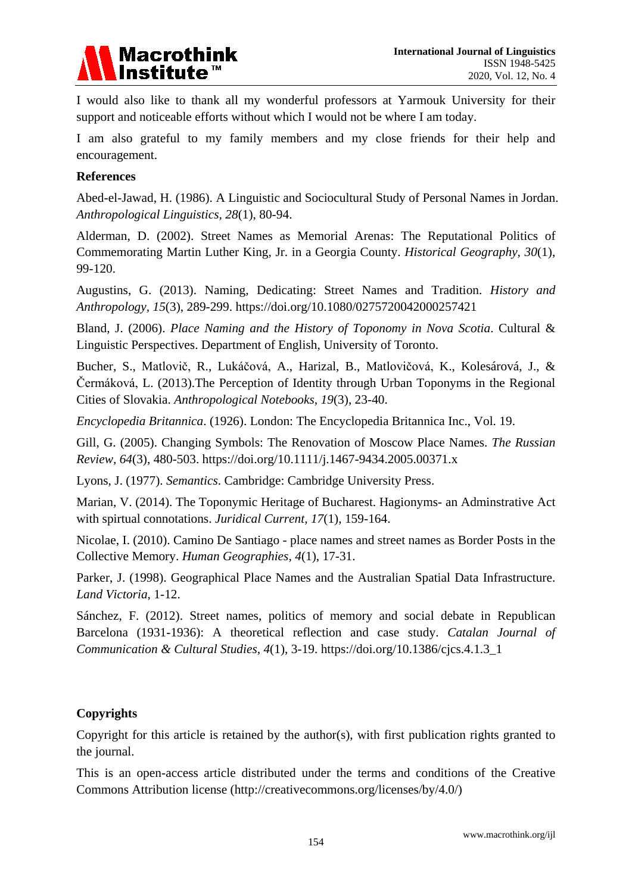I would also like to thank all my wonderful professors at Yarmouk University for their support and noticeable efforts without which I would not be where I am today.

I am also grateful to my family members and my close friends for their help and encouragement.

## References

Abed-el-Jawad, H. (1986). A Linguistic and Sociocultural Study of Personal Names in Jordan. *Anthropological Linguistics*, *28*(1), 80-94.

Alderman, D. (2002). Street Names as Memorial Arenas: The Reputational Politics of Commemorating Martin Luther King, Jr. in a Georgia County. *Historical Geography*, *30*(1), 99-120.

Augustins, G. (2013). Naming, Dedicating: Street Names and Tradition. *History and Anthropology*, *15*(3), 289-299. https://doi.org/10.1080/0275720042000257421

Bland, J. (2006). *Place Naming and the History of Toponomy in Nova Scotia*. Cultural & Linguistic Perspectives. Department of English, University of Toronto.

Bucher, S., Matlovič, R., Lukáčová, A., Harizal, B., Matlovičová, K., Kolesárová, J., & Čermáková, L. (2013).The Perception of Identity through Urban Toponyms in the Regional Cities of Slovakia. *Anthropological Notebooks*, *19*(3), 23-40.

*Encyclopedia Britannica*. (1926). London: The Encyclopedia Britannica Inc., Vol. 19.

Gill, G. (2005). Changing Symbols: The Renovation of Moscow Place Names. *The Russian Review*, *64*(3), 480-503. https://doi.org/10.1111/j.1467-9434.2005.00371.x

Lyons, J. (1977). *Semantics*. Cambridge: Cambridge University Press.

Marian, V. (2014). The Toponymic Heritage of Bucharest. Hagionyms- an Adminstrative Act with spirtual connotations. *Juridical Current*, *17*(1), 159-164.

Nicolae, I. (2010). Camino De Santiago - place names and street names as Border Posts in the Collective Memory. *Human Geographies*, *4*(1), 17-31.

Parker, J. (1998). Geographical Place Names and the Australian Spatial Data Infrastructure. *Land Victoria*, 1-12.

Sánchez, F. (2012). Street names, politics of memory and social debate in Republican Barcelona (1931-1936): A theoretical reflection and case study. *Catalan Journal of Communication & Cultural Studies*, *4*(1), 3-19. https://doi.org/10.1386/cjcs.4.1.3_1

## Copyrights

Copyright for this article is retained by the author(s), with first publication rights granted to the journal.

This is an open-access article distributed under the terms and conditions of the Creative Commons Attribution license (http://creativecommons.org/licenses/by/4.0/)